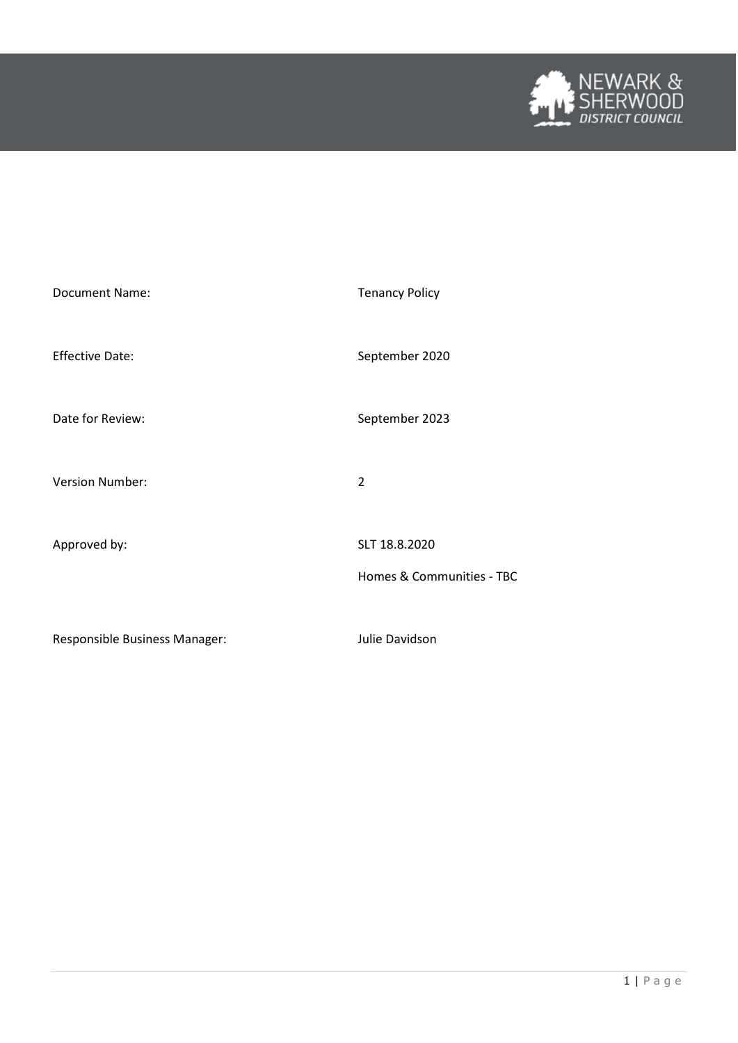NEWARK & SHERWOOD DISTRICT COUNCIL

| | |
|---|---|
| Document Name: | Tenancy Policy |
| Effective Date: | September 2020 |
| Date for Review: | September 2023 |
| Version Number: | 2 |
| Approved by: | SLT 18.8.2020<br>Homes & Communities - TBC |
| Responsible Business Manager: | Julie Davidson |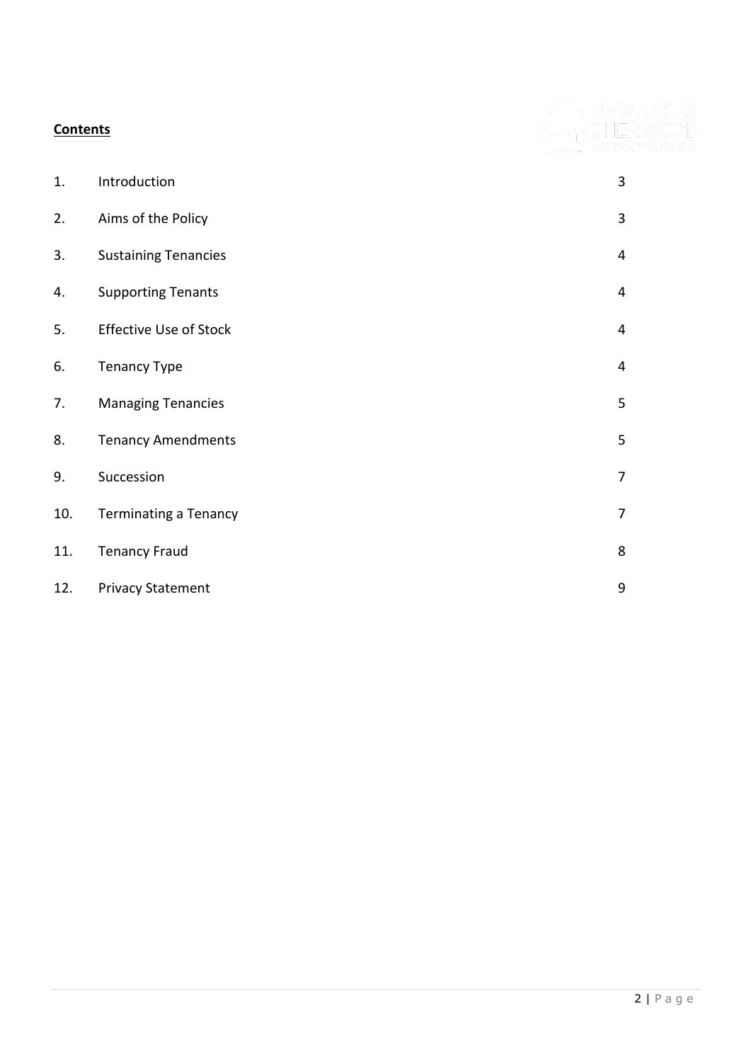**Contents**

| | | |
|---|---|---|
| 1. | Introduction | 3 |
| 2. | Aims of the Policy | 3 |
| 3. | Sustaining Tenancies | 4 |
| 4. | Supporting Tenants | 4 |
| 5. | Effective Use of Stock | 4 |
| 6. | Tenancy Type | 4 |
| 7. | Managing Tenancies | 5 |
| 8. | Tenancy Amendments | 5 |
| 9. | Succession | 7 |
| 10. | Terminating a Tenancy | 7 |
| 11. | Tenancy Fraud | 8 |
| 12. | Privacy Statement | 9 |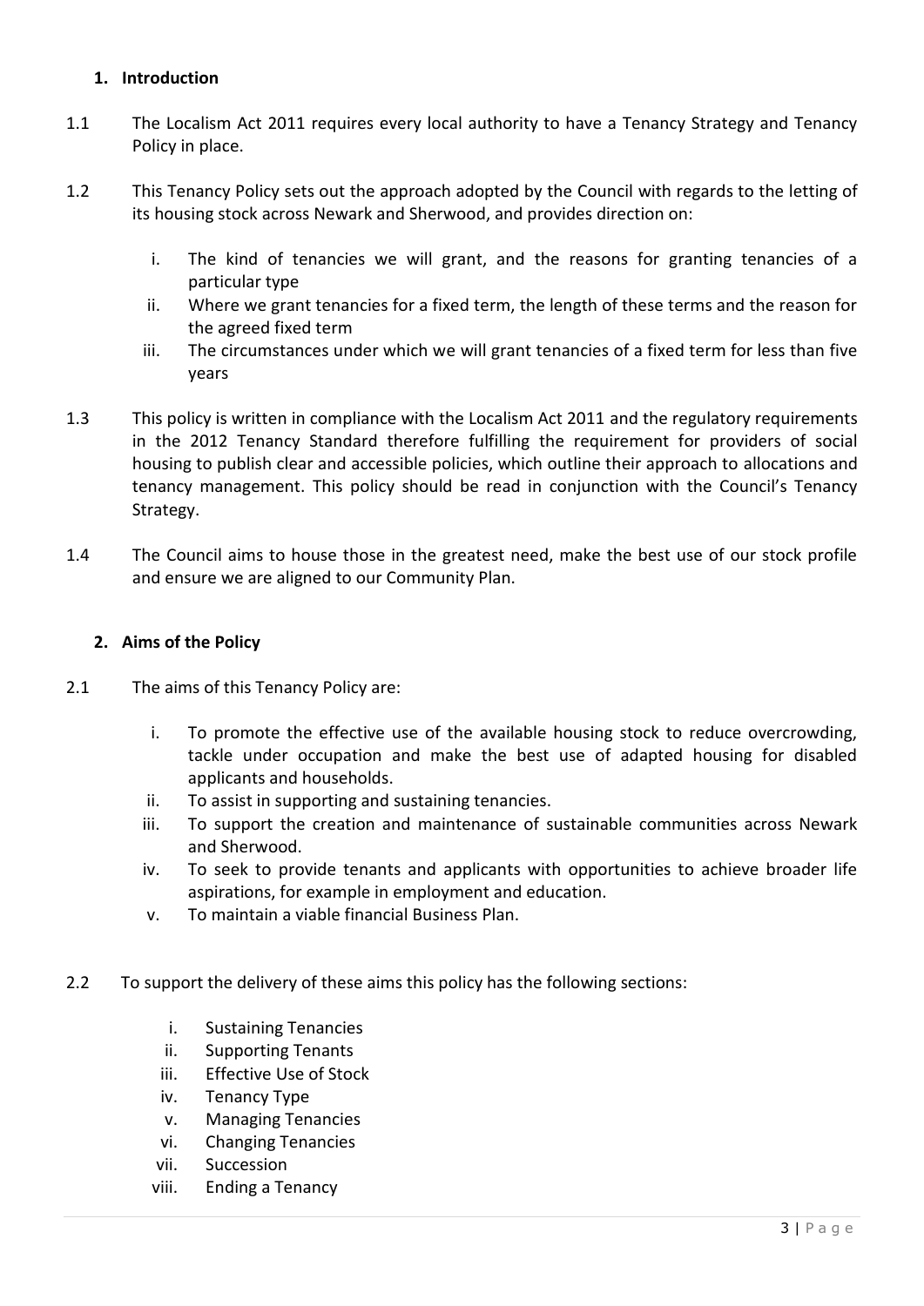## 1. Introduction

1.1 The Localism Act 2011 requires every local authority to have a Tenancy Strategy and Tenancy Policy in place.

1.2 This Tenancy Policy sets out the approach adopted by the Council with regards to the letting of its housing stock across Newark and Sherwood, and provides direction on:

- i. The kind of tenancies we will grant, and the reasons for granting tenancies of a particular type
- ii. Where we grant tenancies for a fixed term, the length of these terms and the reason for the agreed fixed term
- iii. The circumstances under which we will grant tenancies of a fixed term for less than five years

1.3 This policy is written in compliance with the Localism Act 2011 and the regulatory requirements in the 2012 Tenancy Standard therefore fulfilling the requirement for providers of social housing to publish clear and accessible policies, which outline their approach to allocations and tenancy management. This policy should be read in conjunction with the Council's Tenancy Strategy.

1.4 The Council aims to house those in the greatest need, make the best use of our stock profile and ensure we are aligned to our Community Plan.

## 2. Aims of the Policy

2.1 The aims of this Tenancy Policy are:

- i. To promote the effective use of the available housing stock to reduce overcrowding, tackle under occupation and make the best use of adapted housing for disabled applicants and households.
- ii. To assist in supporting and sustaining tenancies.
- iii. To support the creation and maintenance of sustainable communities across Newark and Sherwood.
- iv. To seek to provide tenants and applicants with opportunities to achieve broader life aspirations, for example in employment and education.
- v. To maintain a viable financial Business Plan.

2.2 To support the delivery of these aims this policy has the following sections:

- i. Sustaining Tenancies
- ii. Supporting Tenants
- iii. Effective Use of Stock
- iv. Tenancy Type
- v. Managing Tenancies
- vi. Changing Tenancies
- vii. Succession
- viii. Ending a Tenancy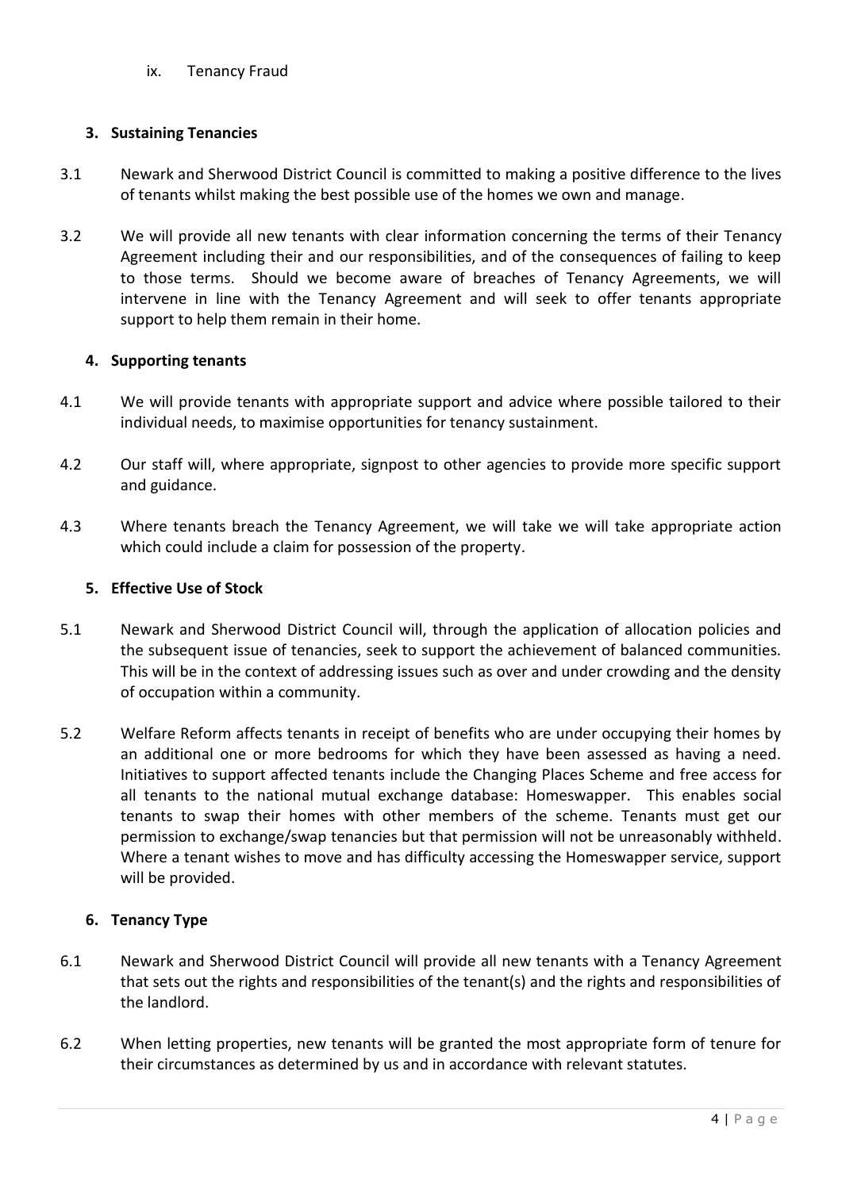ix. Tenancy Fraud

## 3. Sustaining Tenancies

3.1 Newark and Sherwood District Council is committed to making a positive difference to the lives of tenants whilst making the best possible use of the homes we own and manage.

3.2 We will provide all new tenants with clear information concerning the terms of their Tenancy Agreement including their and our responsibilities, and of the consequences of failing to keep to those terms. Should we become aware of breaches of Tenancy Agreements, we will intervene in line with the Tenancy Agreement and will seek to offer tenants appropriate support to help them remain in their home.

## 4. Supporting tenants

4.1 We will provide tenants with appropriate support and advice where possible tailored to their individual needs, to maximise opportunities for tenancy sustainment.

4.2 Our staff will, where appropriate, signpost to other agencies to provide more specific support and guidance.

4.3 Where tenants breach the Tenancy Agreement, we will take we will take appropriate action which could include a claim for possession of the property.

## 5. Effective Use of Stock

5.1 Newark and Sherwood District Council will, through the application of allocation policies and the subsequent issue of tenancies, seek to support the achievement of balanced communities. This will be in the context of addressing issues such as over and under crowding and the density of occupation within a community.

5.2 Welfare Reform affects tenants in receipt of benefits who are under occupying their homes by an additional one or more bedrooms for which they have been assessed as having a need. Initiatives to support affected tenants include the Changing Places Scheme and free access for all tenants to the national mutual exchange database: Homeswapper. This enables social tenants to swap their homes with other members of the scheme. Tenants must get our permission to exchange/swap tenancies but that permission will not be unreasonably withheld. Where a tenant wishes to move and has difficulty accessing the Homeswapper service, support will be provided.

## 6. Tenancy Type

6.1 Newark and Sherwood District Council will provide all new tenants with a Tenancy Agreement that sets out the rights and responsibilities of the tenant(s) and the rights and responsibilities of the landlord.

6.2 When letting properties, new tenants will be granted the most appropriate form of tenure for their circumstances as determined by us and in accordance with relevant statutes.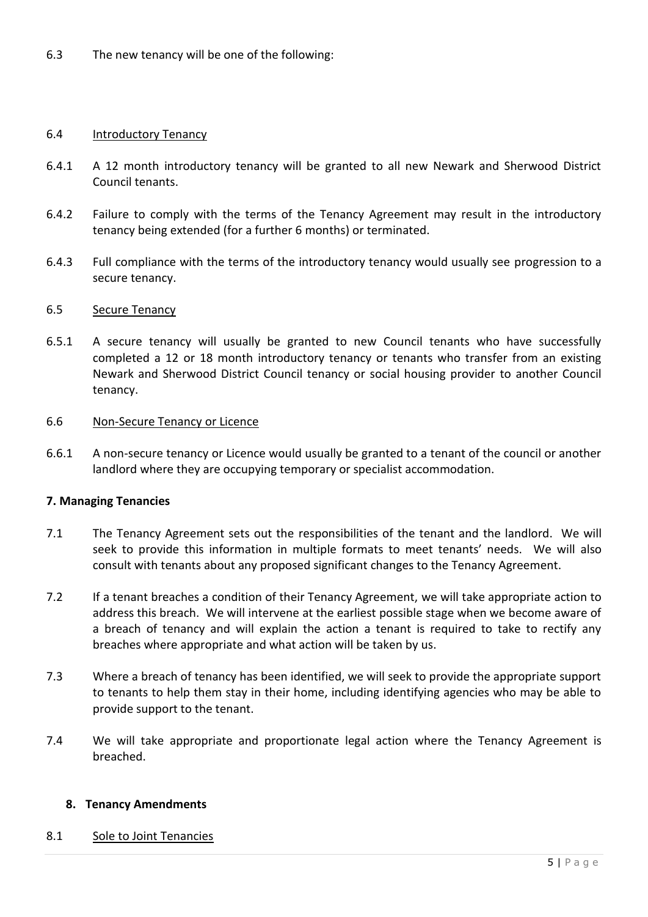6.3 The new tenancy will be one of the following:

6.4 Introductory Tenancy

6.4.1 A 12 month introductory tenancy will be granted to all new Newark and Sherwood District Council tenants.

6.4.2 Failure to comply with the terms of the Tenancy Agreement may result in the introductory tenancy being extended (for a further 6 months) or terminated.

6.4.3 Full compliance with the terms of the introductory tenancy would usually see progression to a secure tenancy.

6.5 Secure Tenancy

6.5.1 A secure tenancy will usually be granted to new Council tenants who have successfully completed a 12 or 18 month introductory tenancy or tenants who transfer from an existing Newark and Sherwood District Council tenancy or social housing provider to another Council tenancy.

6.6 Non-Secure Tenancy or Licence

6.6.1 A non-secure tenancy or Licence would usually be granted to a tenant of the council or another landlord where they are occupying temporary or specialist accommodation.

**7. Managing Tenancies**

7.1 The Tenancy Agreement sets out the responsibilities of the tenant and the landlord. We will seek to provide this information in multiple formats to meet tenants' needs. We will also consult with tenants about any proposed significant changes to the Tenancy Agreement.

7.2 If a tenant breaches a condition of their Tenancy Agreement, we will take appropriate action to address this breach. We will intervene at the earliest possible stage when we become aware of a breach of tenancy and will explain the action a tenant is required to take to rectify any breaches where appropriate and what action will be taken by us.

7.3 Where a breach of tenancy has been identified, we will seek to provide the appropriate support to tenants to help them stay in their home, including identifying agencies who may be able to provide support to the tenant.

7.4 We will take appropriate and proportionate legal action where the Tenancy Agreement is breached.

**8. Tenancy Amendments**

8.1 Sole to Joint Tenancies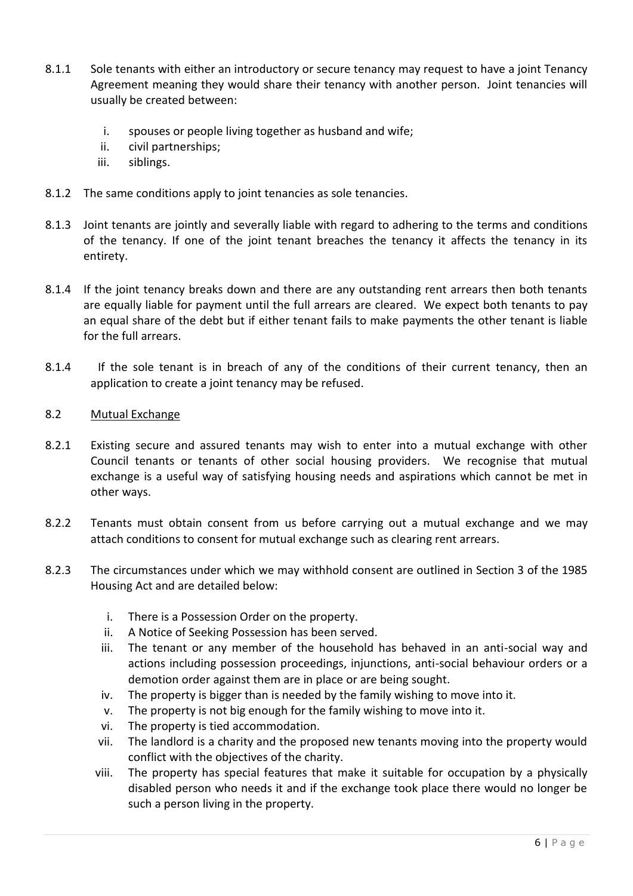8.1.1 Sole tenants with either an introductory or secure tenancy may request to have a joint Tenancy Agreement meaning they would share their tenancy with another person. Joint tenancies will usually be created between:

   i. spouses or people living together as husband and wife;
   ii. civil partnerships;
   iii. siblings.

8.1.2 The same conditions apply to joint tenancies as sole tenancies.

8.1.3 Joint tenants are jointly and severally liable with regard to adhering to the terms and conditions of the tenancy. If one of the joint tenant breaches the tenancy it affects the tenancy in its entirety.

8.1.4 If the joint tenancy breaks down and there are any outstanding rent arrears then both tenants are equally liable for payment until the full arrears are cleared. We expect both tenants to pay an equal share of the debt but if either tenant fails to make payments the other tenant is liable for the full arrears.

8.1.4 If the sole tenant is in breach of any of the conditions of their current tenancy, then an application to create a joint tenancy may be refused.

8.2 <u>Mutual Exchange</u>

8.2.1 Existing secure and assured tenants may wish to enter into a mutual exchange with other Council tenants or tenants of other social housing providers. We recognise that mutual exchange is a useful way of satisfying housing needs and aspirations which cannot be met in other ways.

8.2.2 Tenants must obtain consent from us before carrying out a mutual exchange and we may attach conditions to consent for mutual exchange such as clearing rent arrears.

8.2.3 The circumstances under which we may withhold consent are outlined in Section 3 of the 1985 Housing Act and are detailed below:

   i. There is a Possession Order on the property.
   ii. A Notice of Seeking Possession has been served.
   iii. The tenant or any member of the household has behaved in an anti-social way and actions including possession proceedings, injunctions, anti-social behaviour orders or a demotion order against them are in place or are being sought.
   iv. The property is bigger than is needed by the family wishing to move into it.
   v. The property is not big enough for the family wishing to move into it.
   vi. The property is tied accommodation.
   vii. The landlord is a charity and the proposed new tenants moving into the property would conflict with the objectives of the charity.
   viii. The property has special features that make it suitable for occupation by a physically disabled person who needs it and if the exchange took place there would no longer be such a person living in the property.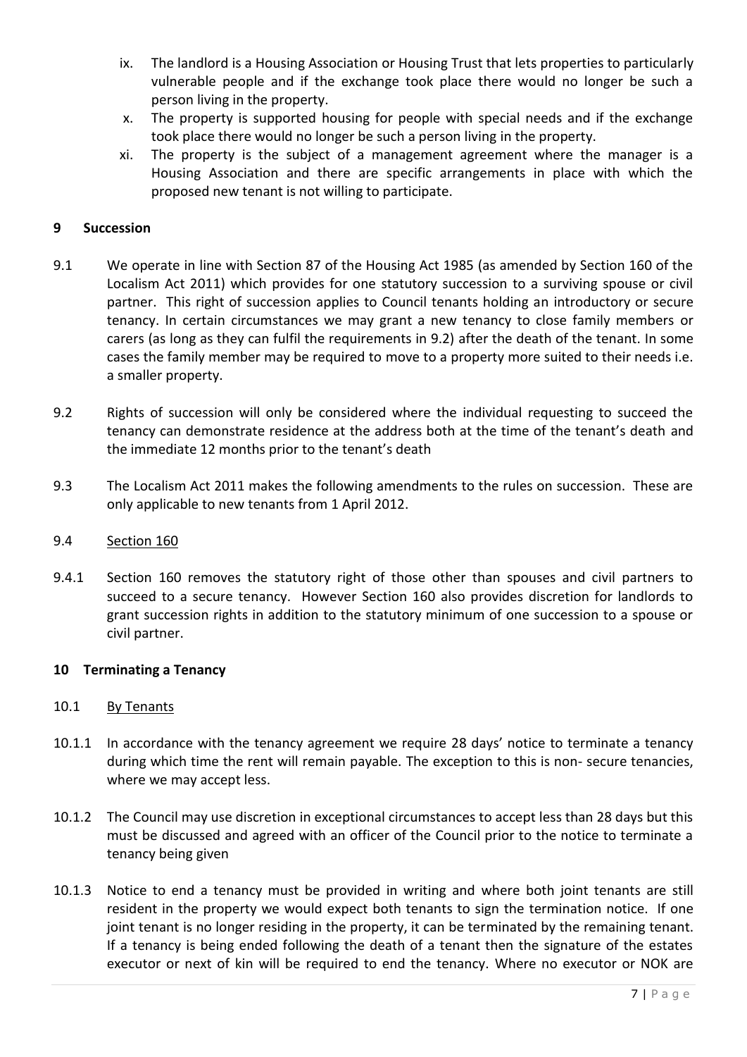ix. The landlord is a Housing Association or Housing Trust that lets properties to particularly vulnerable people and if the exchange took place there would no longer be such a person living in the property.

x. The property is supported housing for people with special needs and if the exchange took place there would no longer be such a person living in the property.

xi. The property is the subject of a management agreement where the manager is a Housing Association and there are specific arrangements in place with which the proposed new tenant is not willing to participate.

## 9 Succession

9.1 We operate in line with Section 87 of the Housing Act 1985 (as amended by Section 160 of the Localism Act 2011) which provides for one statutory succession to a surviving spouse or civil partner. This right of succession applies to Council tenants holding an introductory or secure tenancy. In certain circumstances we may grant a new tenancy to close family members or carers (as long as they can fulfil the requirements in 9.2) after the death of the tenant. In some cases the family member may be required to move to a property more suited to their needs i.e. a smaller property.

9.2 Rights of succession will only be considered where the individual requesting to succeed the tenancy can demonstrate residence at the address both at the time of the tenant's death and the immediate 12 months prior to the tenant's death

9.3 The Localism Act 2011 makes the following amendments to the rules on succession. These are only applicable to new tenants from 1 April 2012.

9.4 Section 160

9.4.1 Section 160 removes the statutory right of those other than spouses and civil partners to succeed to a secure tenancy. However Section 160 also provides discretion for landlords to grant succession rights in addition to the statutory minimum of one succession to a spouse or civil partner.

## 10 Terminating a Tenancy

10.1 By Tenants

10.1.1 In accordance with the tenancy agreement we require 28 days' notice to terminate a tenancy during which time the rent will remain payable. The exception to this is non- secure tenancies, where we may accept less.

10.1.2 The Council may use discretion in exceptional circumstances to accept less than 28 days but this must be discussed and agreed with an officer of the Council prior to the notice to terminate a tenancy being given

10.1.3 Notice to end a tenancy must be provided in writing and where both joint tenants are still resident in the property we would expect both tenants to sign the termination notice. If one joint tenant is no longer residing in the property, it can be terminated by the remaining tenant. If a tenancy is being ended following the death of a tenant then the signature of the estates executor or next of kin will be required to end the tenancy. Where no executor or NOK are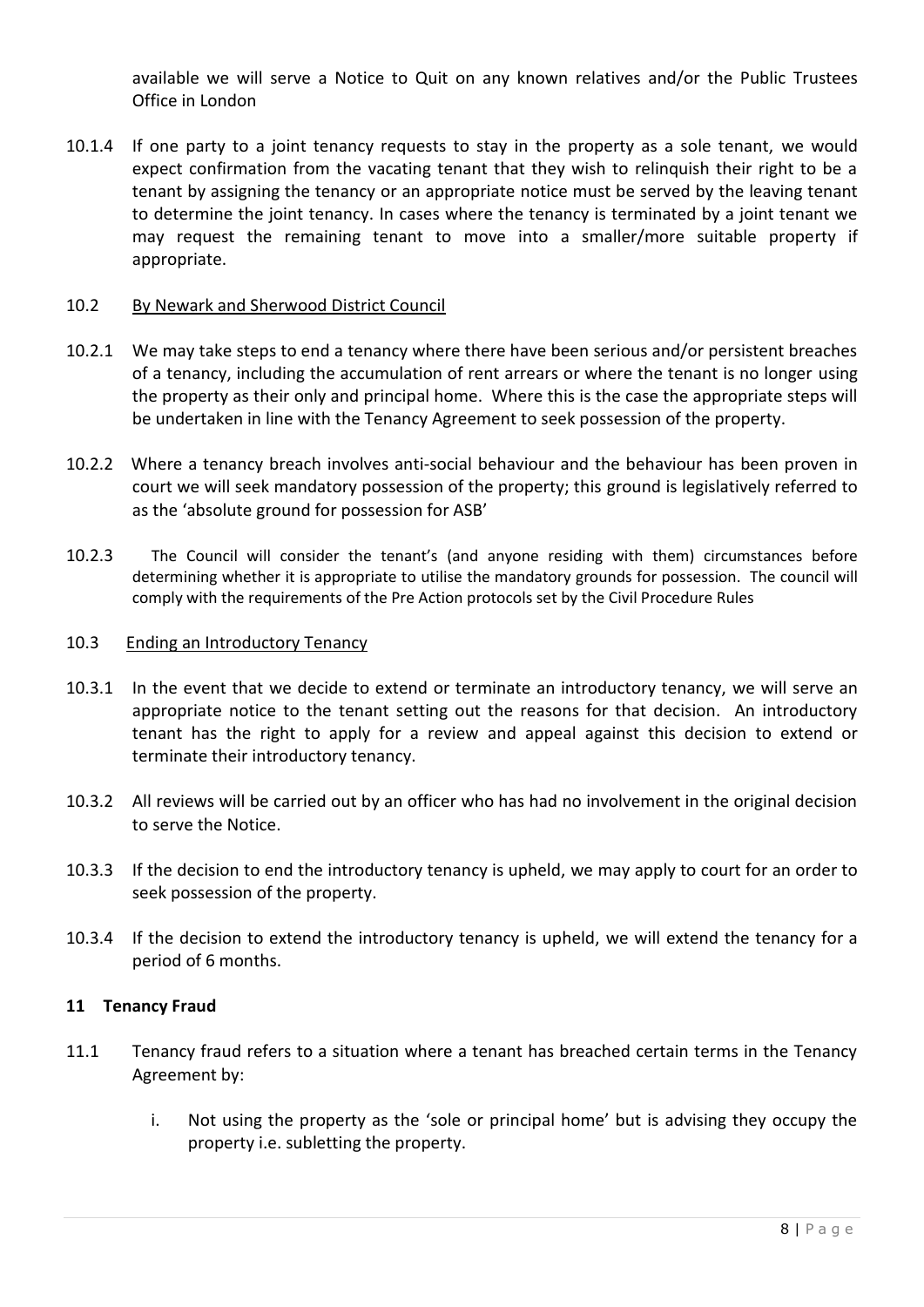available we will serve a Notice to Quit on any known relatives and/or the Public Trustees Office in London

10.1.4 If one party to a joint tenancy requests to stay in the property as a sole tenant, we would expect confirmation from the vacating tenant that they wish to relinquish their right to be a tenant by assigning the tenancy or an appropriate notice must be served by the leaving tenant to determine the joint tenancy. In cases where the tenancy is terminated by a joint tenant we may request the remaining tenant to move into a smaller/more suitable property if appropriate.

10.2 By Newark and Sherwood District Council

10.2.1 We may take steps to end a tenancy where there have been serious and/or persistent breaches of a tenancy, including the accumulation of rent arrears or where the tenant is no longer using the property as their only and principal home. Where this is the case the appropriate steps will be undertaken in line with the Tenancy Agreement to seek possession of the property.

10.2.2 Where a tenancy breach involves anti-social behaviour and the behaviour has been proven in court we will seek mandatory possession of the property; this ground is legislatively referred to as the 'absolute ground for possession for ASB'

10.2.3 The Council will consider the tenant's (and anyone residing with them) circumstances before determining whether it is appropriate to utilise the mandatory grounds for possession. The council will comply with the requirements of the Pre Action protocols set by the Civil Procedure Rules

10.3 Ending an Introductory Tenancy

10.3.1 In the event that we decide to extend or terminate an introductory tenancy, we will serve an appropriate notice to the tenant setting out the reasons for that decision. An introductory tenant has the right to apply for a review and appeal against this decision to extend or terminate their introductory tenancy.

10.3.2 All reviews will be carried out by an officer who has had no involvement in the original decision to serve the Notice.

10.3.3 If the decision to end the introductory tenancy is upheld, we may apply to court for an order to seek possession of the property.

10.3.4 If the decision to extend the introductory tenancy is upheld, we will extend the tenancy for a period of 6 months.

## 11 Tenancy Fraud

11.1 Tenancy fraud refers to a situation where a tenant has breached certain terms in the Tenancy Agreement by:

i. Not using the property as the 'sole or principal home' but is advising they occupy the property i.e. subletting the property.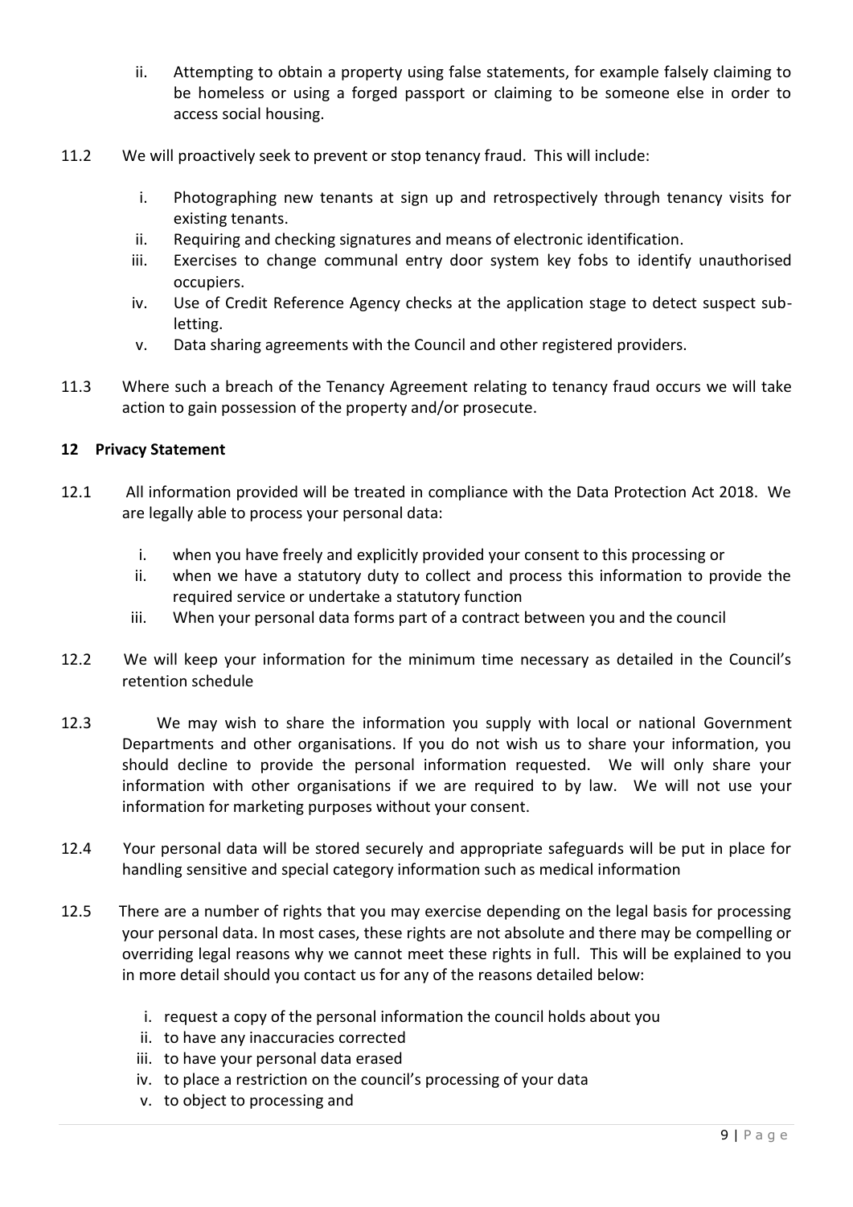ii. Attempting to obtain a property using false statements, for example falsely claiming to be homeless or using a forged passport or claiming to be someone else in order to access social housing.

11.2 We will proactively seek to prevent or stop tenancy fraud. This will include:

i. Photographing new tenants at sign up and retrospectively through tenancy visits for existing tenants.
ii. Requiring and checking signatures and means of electronic identification.
iii. Exercises to change communal entry door system key fobs to identify unauthorised occupiers.
iv. Use of Credit Reference Agency checks at the application stage to detect suspect sub-letting.
v. Data sharing agreements with the Council and other registered providers.

11.3 Where such a breach of the Tenancy Agreement relating to tenancy fraud occurs we will take action to gain possession of the property and/or prosecute.

## 12 Privacy Statement

12.1 All information provided will be treated in compliance with the Data Protection Act 2018. We are legally able to process your personal data:

i. when you have freely and explicitly provided your consent to this processing or
ii. when we have a statutory duty to collect and process this information to provide the required service or undertake a statutory function
iii. When your personal data forms part of a contract between you and the council

12.2 We will keep your information for the minimum time necessary as detailed in the Council's retention schedule

12.3 We may wish to share the information you supply with local or national Government Departments and other organisations. If you do not wish us to share your information, you should decline to provide the personal information requested. We will only share your information with other organisations if we are required to by law. We will not use your information for marketing purposes without your consent.

12.4 Your personal data will be stored securely and appropriate safeguards will be put in place for handling sensitive and special category information such as medical information

12.5 There are a number of rights that you may exercise depending on the legal basis for processing your personal data. In most cases, these rights are not absolute and there may be compelling or overriding legal reasons why we cannot meet these rights in full. This will be explained to you in more detail should you contact us for any of the reasons detailed below:

i. request a copy of the personal information the council holds about you
ii. to have any inaccuracies corrected
iii. to have your personal data erased
iv. to place a restriction on the council's processing of your data
v. to object to processing and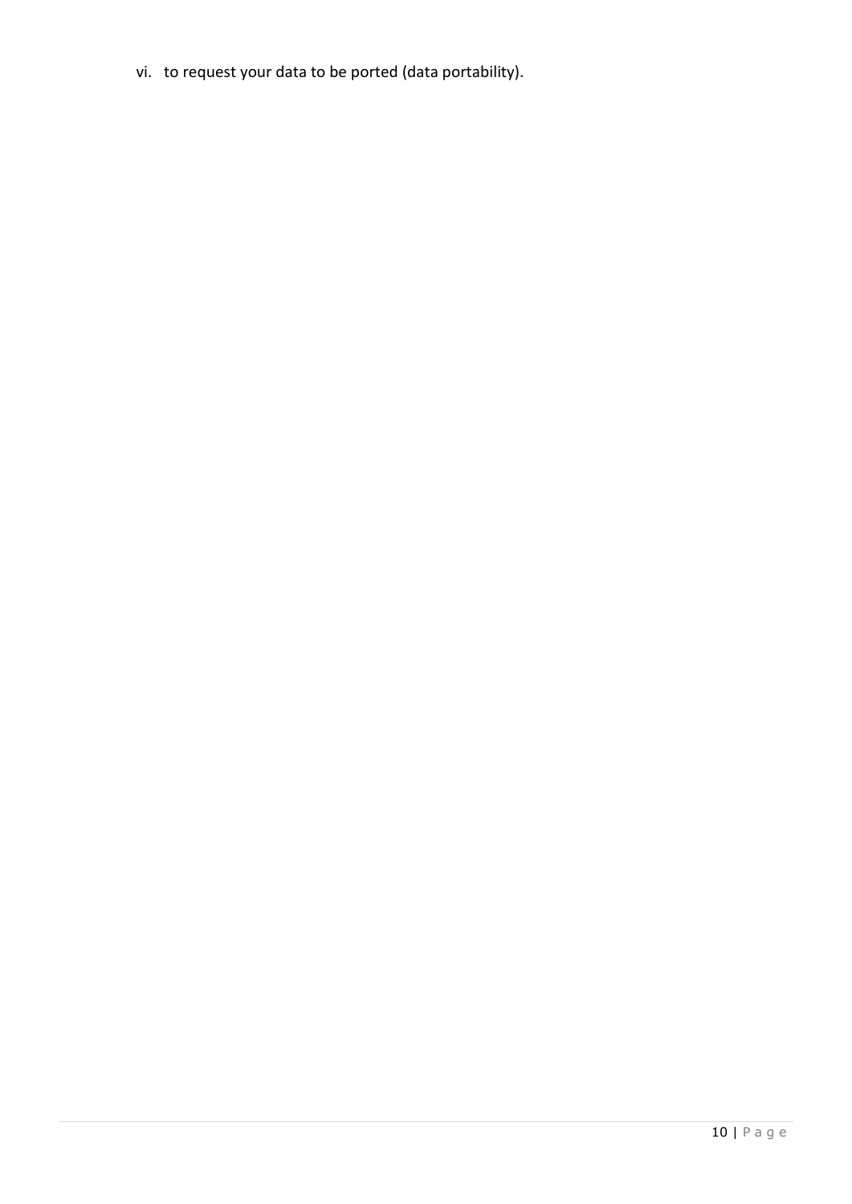vi. to request your data to be ported (data portability).